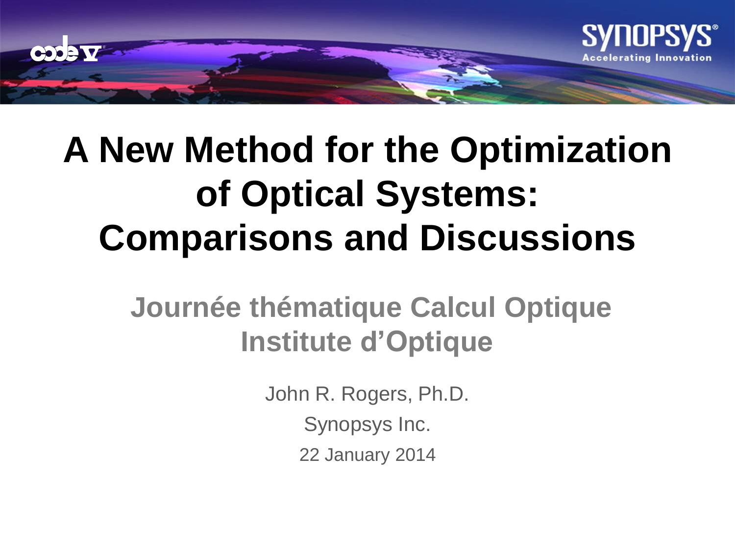# A New Method for the Optimization of Optical Systems: Comparisons and Discussions

## Journée thématique Calcul Optique
## Institute d'Optique

John R. Rogers, Ph.D.

Synopsys Inc.

22 January 2014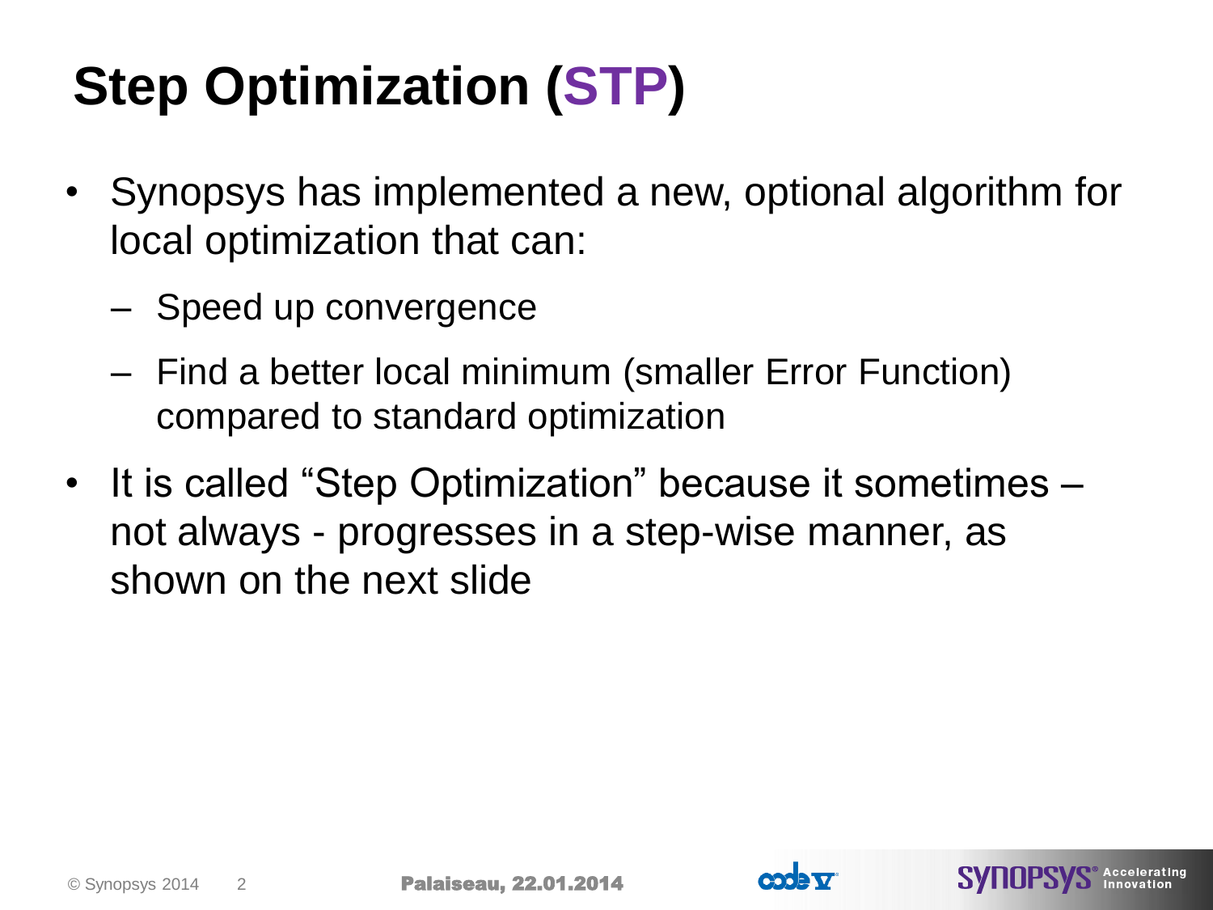# Step Optimization (STP)

- Synopsys has implemented a new, optional algorithm for local optimization that can:
  - Speed up convergence
  - Find a better local minimum (smaller Error Function) compared to standard optimization
- It is called “Step Optimization” because it sometimes – not always - progresses in a step-wise manner, as shown on the next slide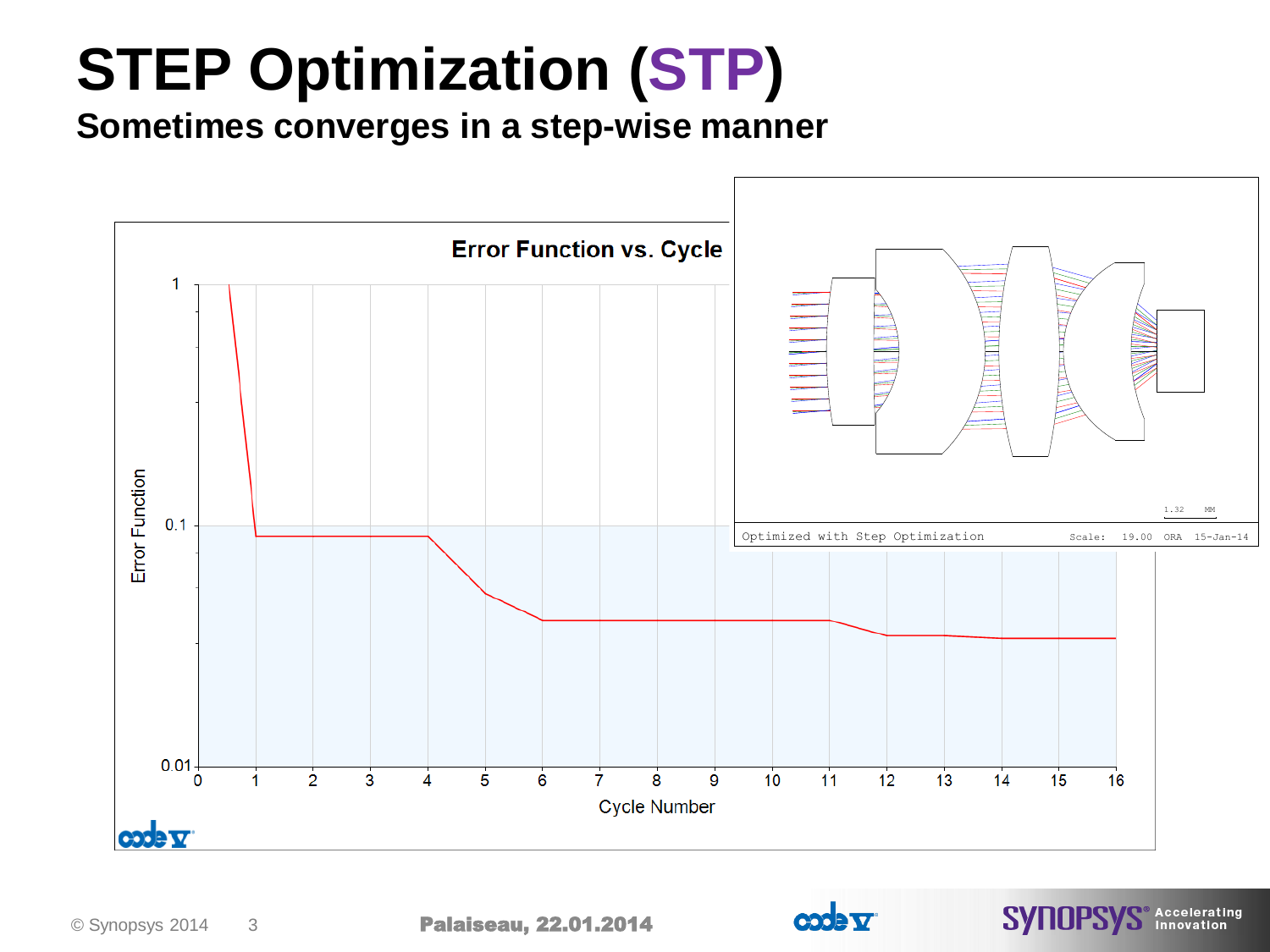# STEP Optimization (STP)

## Sometimes converges in a step-wise manner

**Error Function vs. Cycle**

Optimized with Step Optimization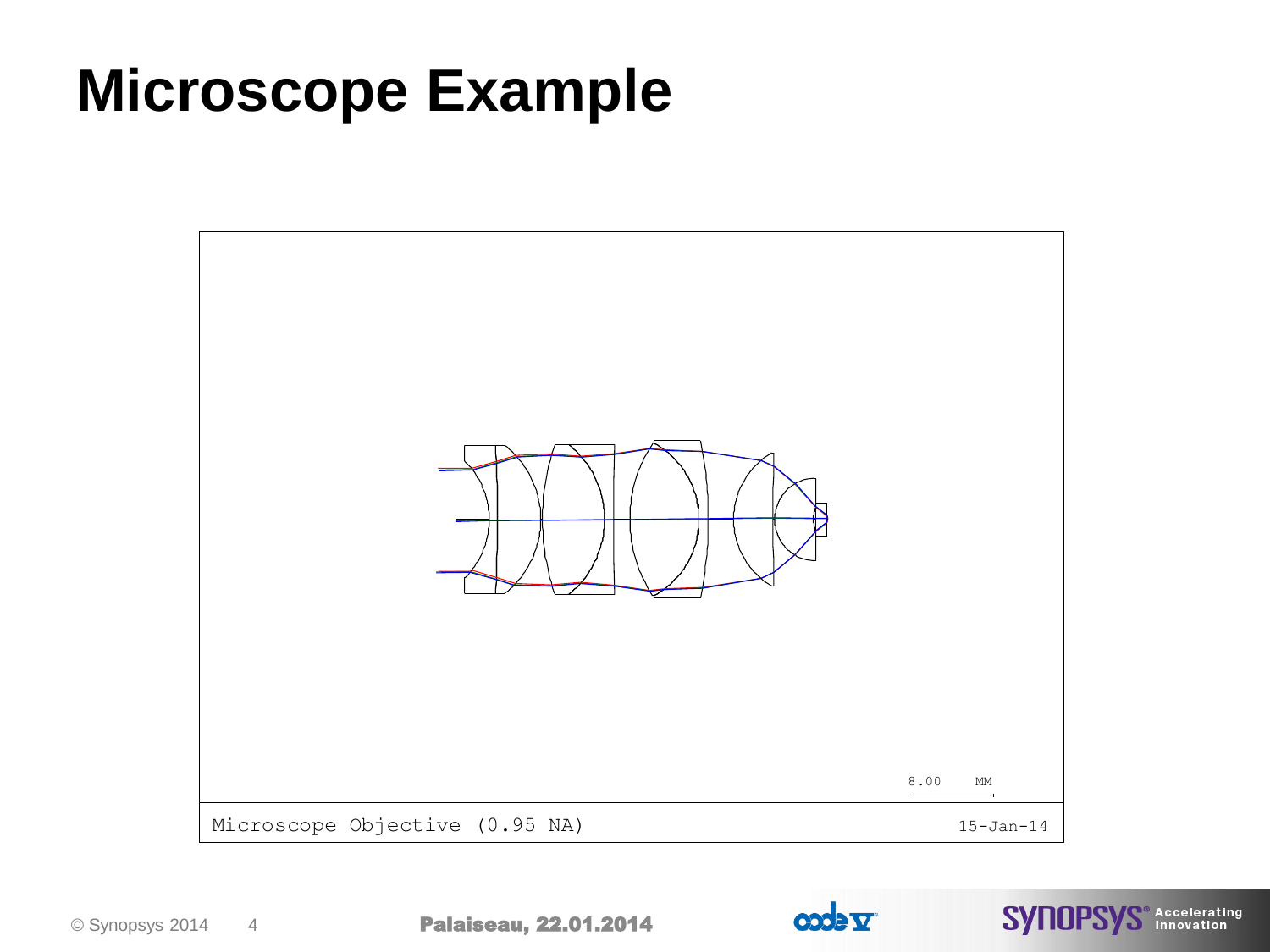# Microscope Example

8.00 MM

Microscope Objective (0.95 NA)

15-Jan-14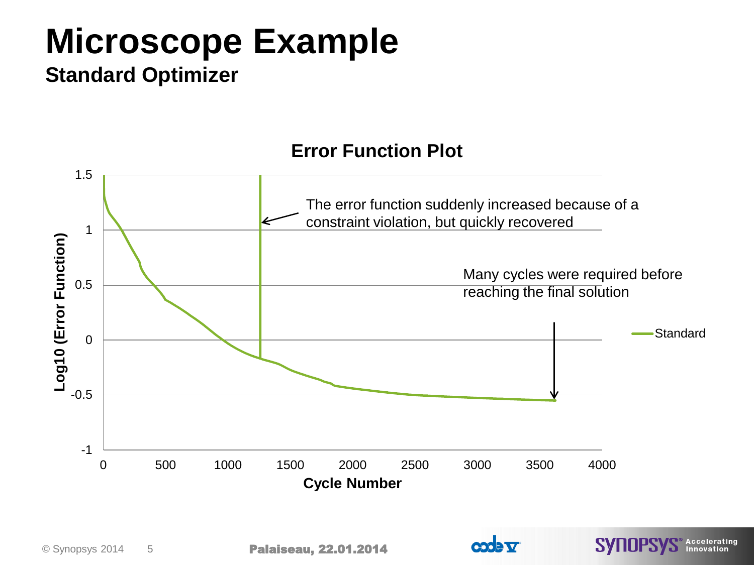# Microscope Example

## Standard Optimizer

**Error Function Plot**

The error function suddenly increased because of a constraint violation, but quickly recovered

Many cycles were required before reaching the final solution

Log10 (Error Function) vs. Cycle Number — Standard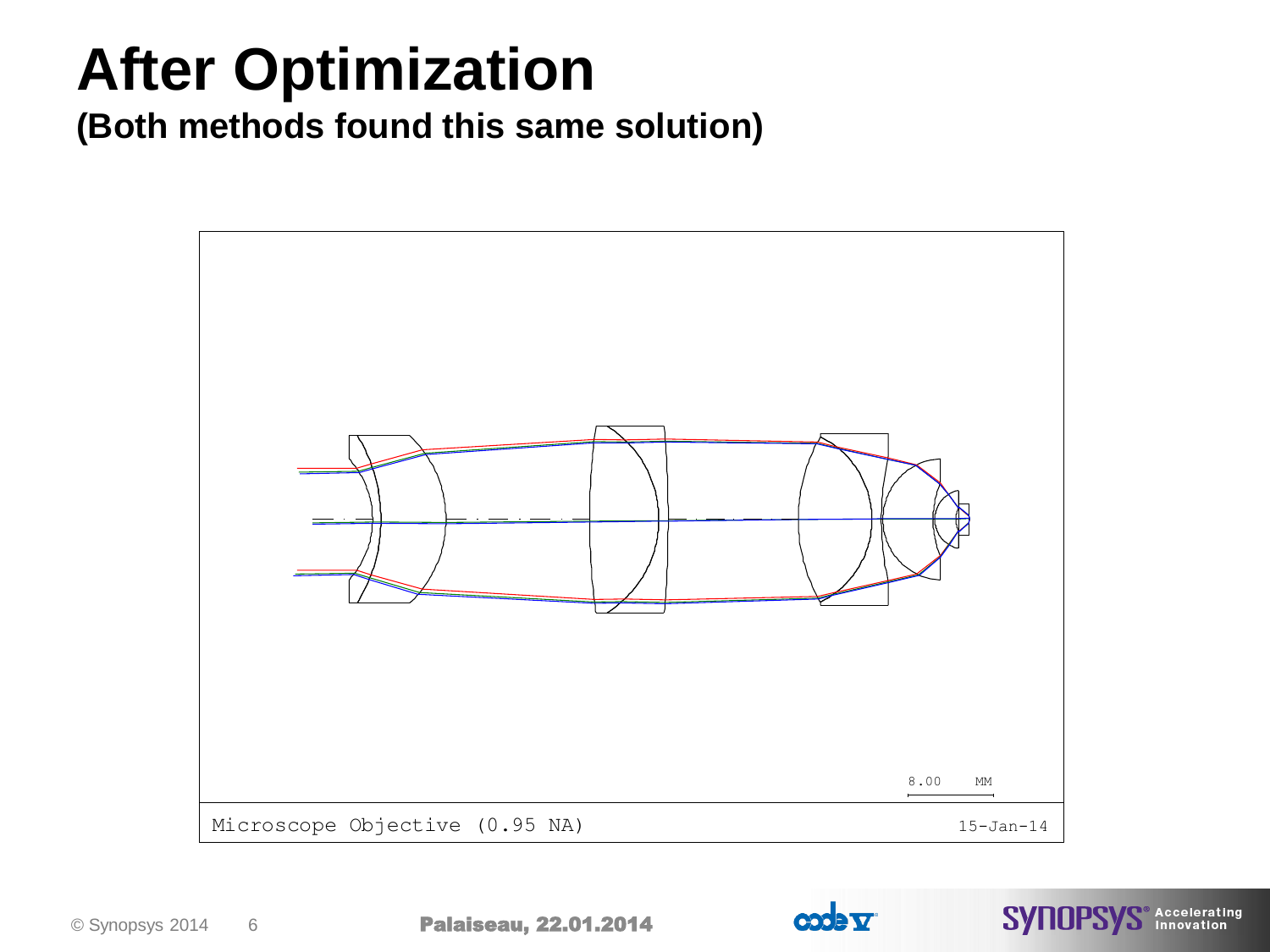# After Optimization

**(Both methods found this same solution)**

8.00 MM

Microscope Objective (0.95 NA)

15-Jan-14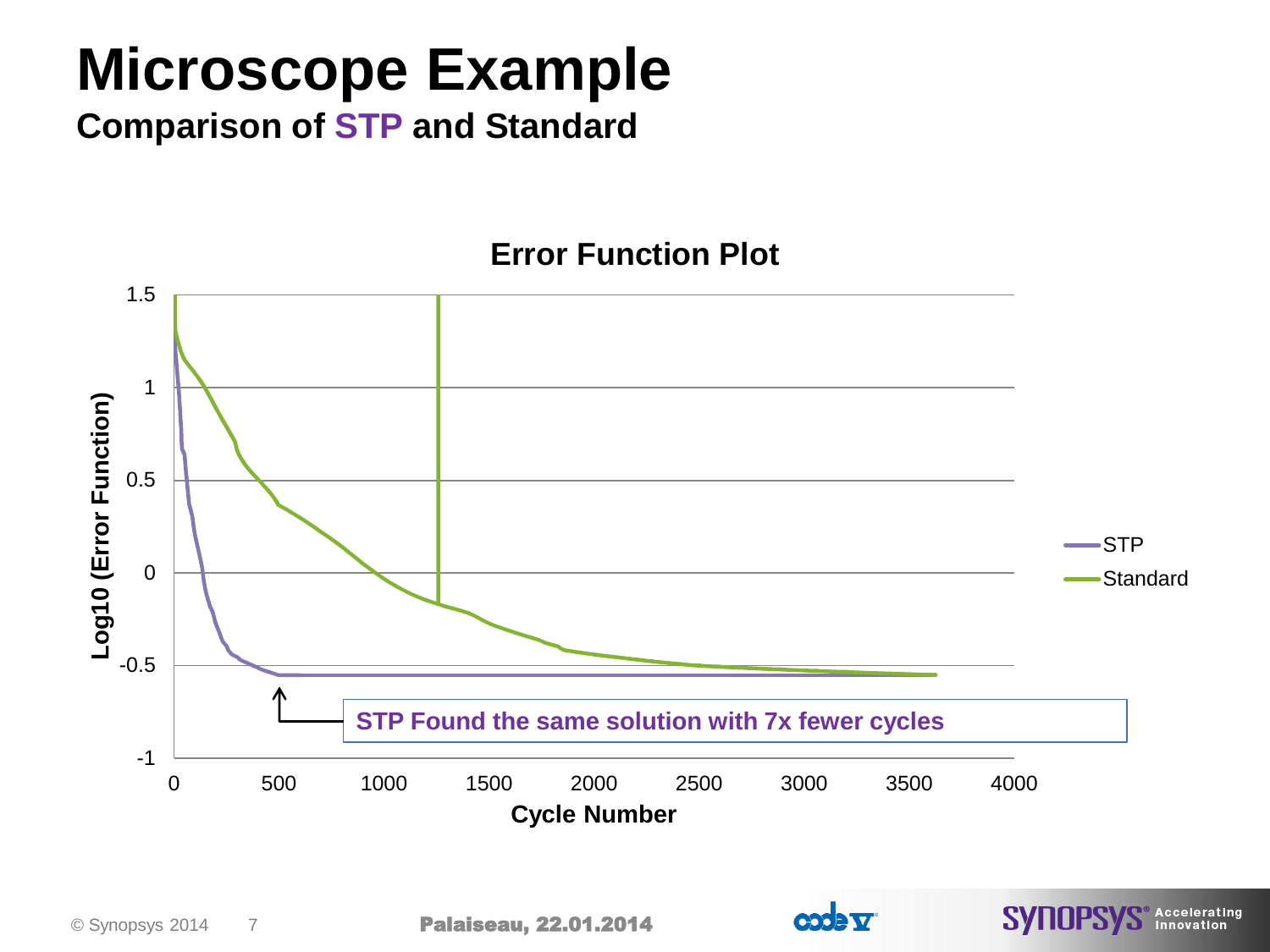# Microscope Example

## Comparison of STP and Standard

Error Function Plot

Log10 (Error Function)

Cycle Number

STP

Standard

STP Found the same solution with 7x fewer cycles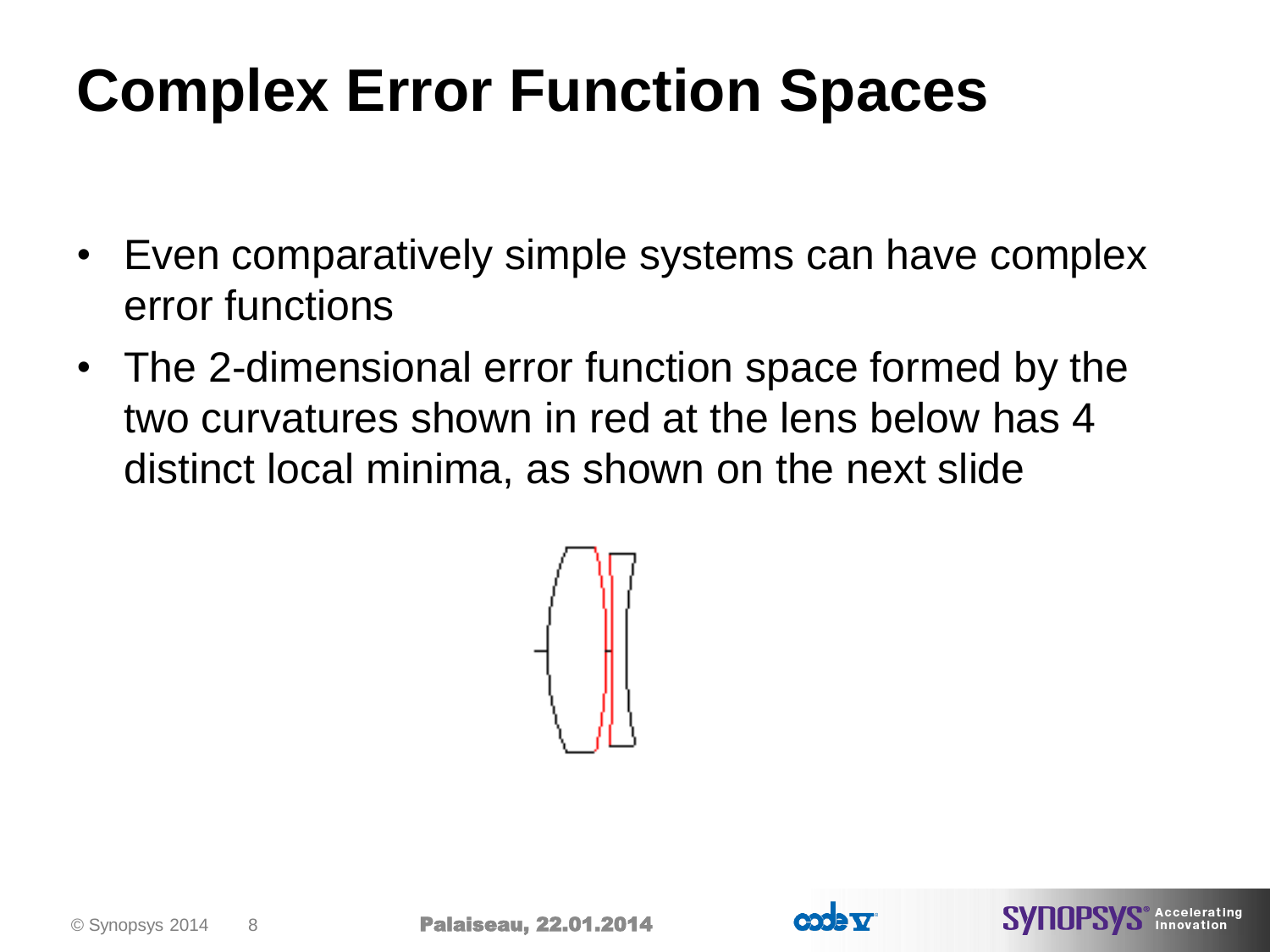# Complex Error Function Spaces

- Even comparatively simple systems can have complex error functions
- The 2-dimensional error function space formed by the two curvatures shown in red at the lens below has 4 distinct local minima, as shown on the next slide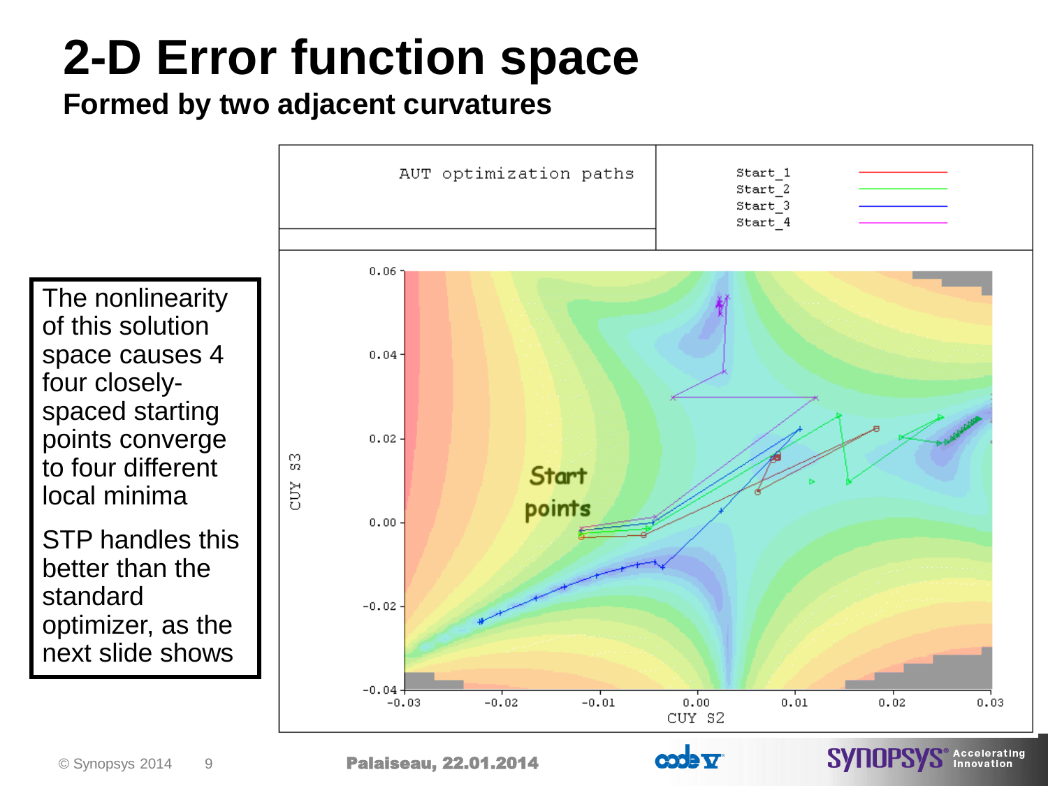# 2-D Error function space

**Formed by two adjacent curvatures**

The nonlinearity of this solution space causes 4 four closely-spaced starting points converge to four different local minima

STP handles this better than the standard optimizer, as the next slide shows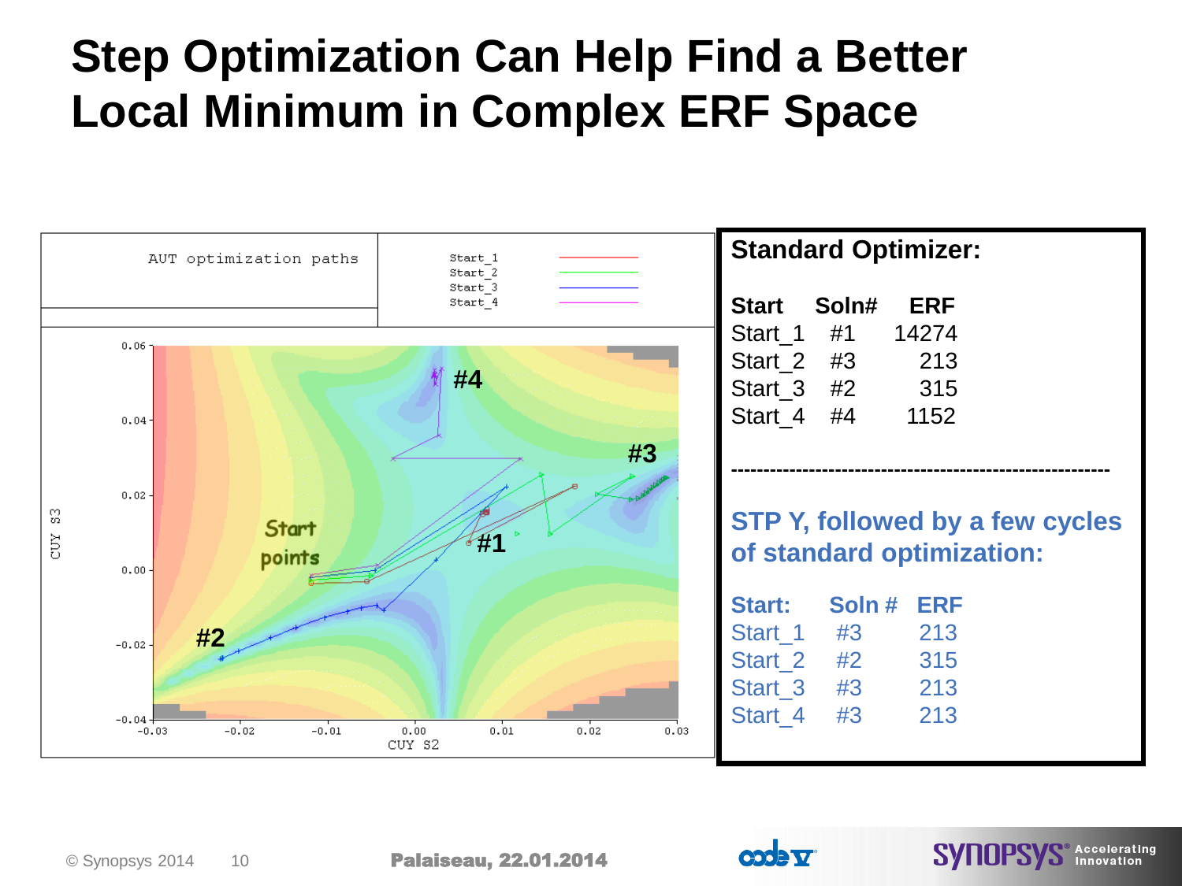# Step Optimization Can Help Find a Better Local Minimum in Complex ERF Space

AUT optimization paths

Start_1
Start_2
Start_3
Start_4

#4
#3
Start points
#1
#2

CUY S3
CUY S2

**Standard Optimizer:**

| Start | Soln# | ERF |
|---|---|---|
| Start_1 | #1 | 14274 |
| Start_2 | #3 | 213 |
| Start_3 | #2 | 315 |
| Start_4 | #4 | 1152 |

---

**STP Y, followed by a few cycles of standard optimization:**

| Start: | Soln # | ERF |
|---|---|---|
| Start_1 | #3 | 213 |
| Start_2 | #2 | 315 |
| Start_3 | #3 | 213 |
| Start_4 | #3 | 213 |

Palaiseau, 22.01.2014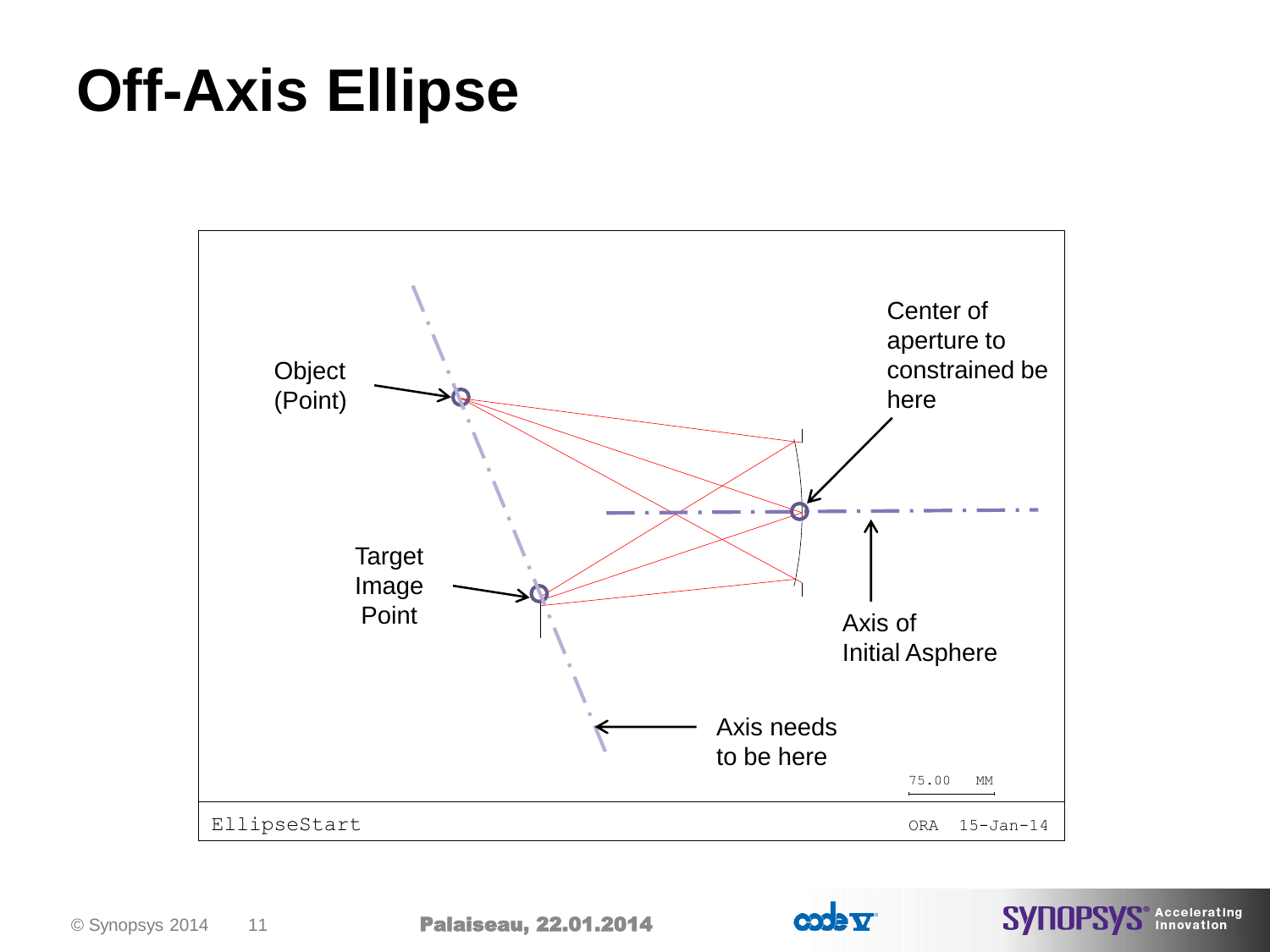# Off-Axis Ellipse

Object (Point)

Center of aperture to constrained be here

Target Image Point

Axis of Initial Asphere

Axis needs to be here

75.00 MM

EllipseStart

ORA 15-Jan-14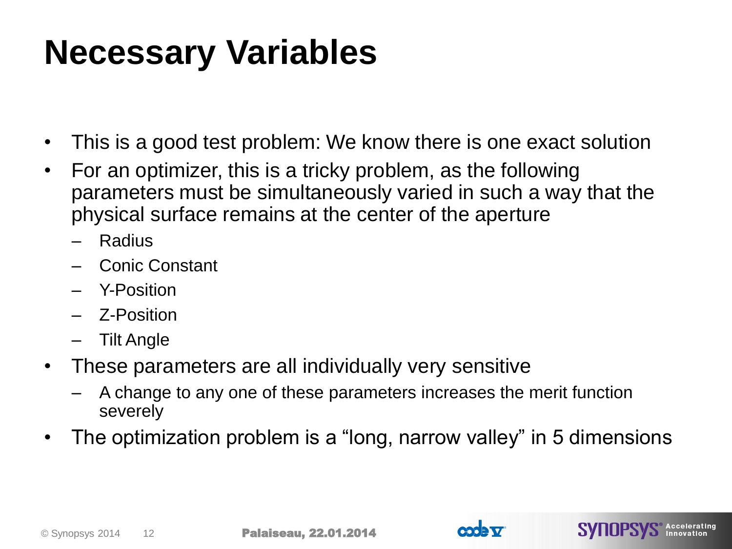# Necessary Variables

- This is a good test problem: We know there is one exact solution
- For an optimizer, this is a tricky problem, as the following parameters must be simultaneously varied in such a way that the physical surface remains at the center of the aperture
  - Radius
  - Conic Constant
  - Y-Position
  - Z-Position
  - Tilt Angle
- These parameters are all individually very sensitive
  - A change to any one of these parameters increases the merit function severely
- The optimization problem is a “long, narrow valley” in 5 dimensions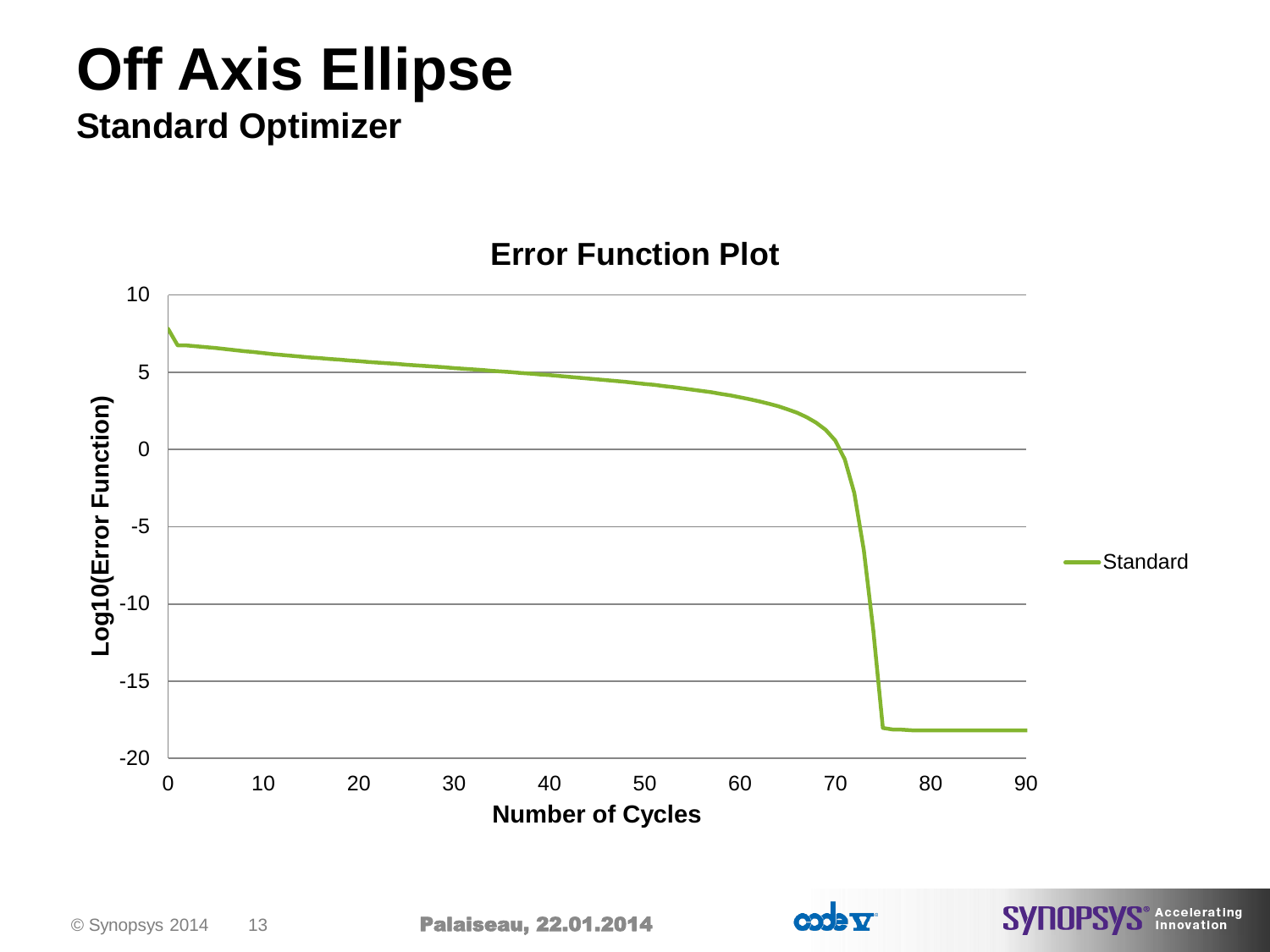# Off Axis Ellipse

## Standard Optimizer

**Error Function Plot**

Log10(Error Function) vs. Number of Cycles

- Y-axis: Log10(Error Function), from -20 to 10
- X-axis: Number of Cycles, from 0 to 90
- Legend: Standard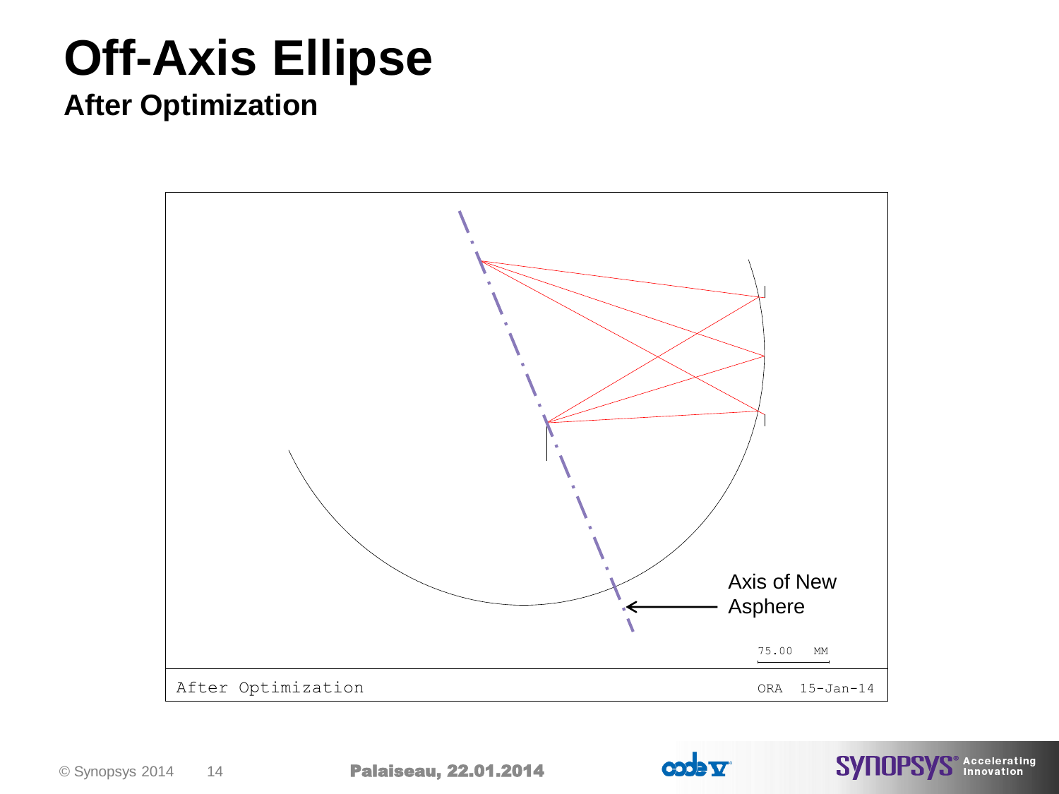# Off-Axis Ellipse

## After Optimization

Axis of New Asphere

75.00 MM

After Optimization ORA 15-Jan-14

Palaiseau, 22.01.2014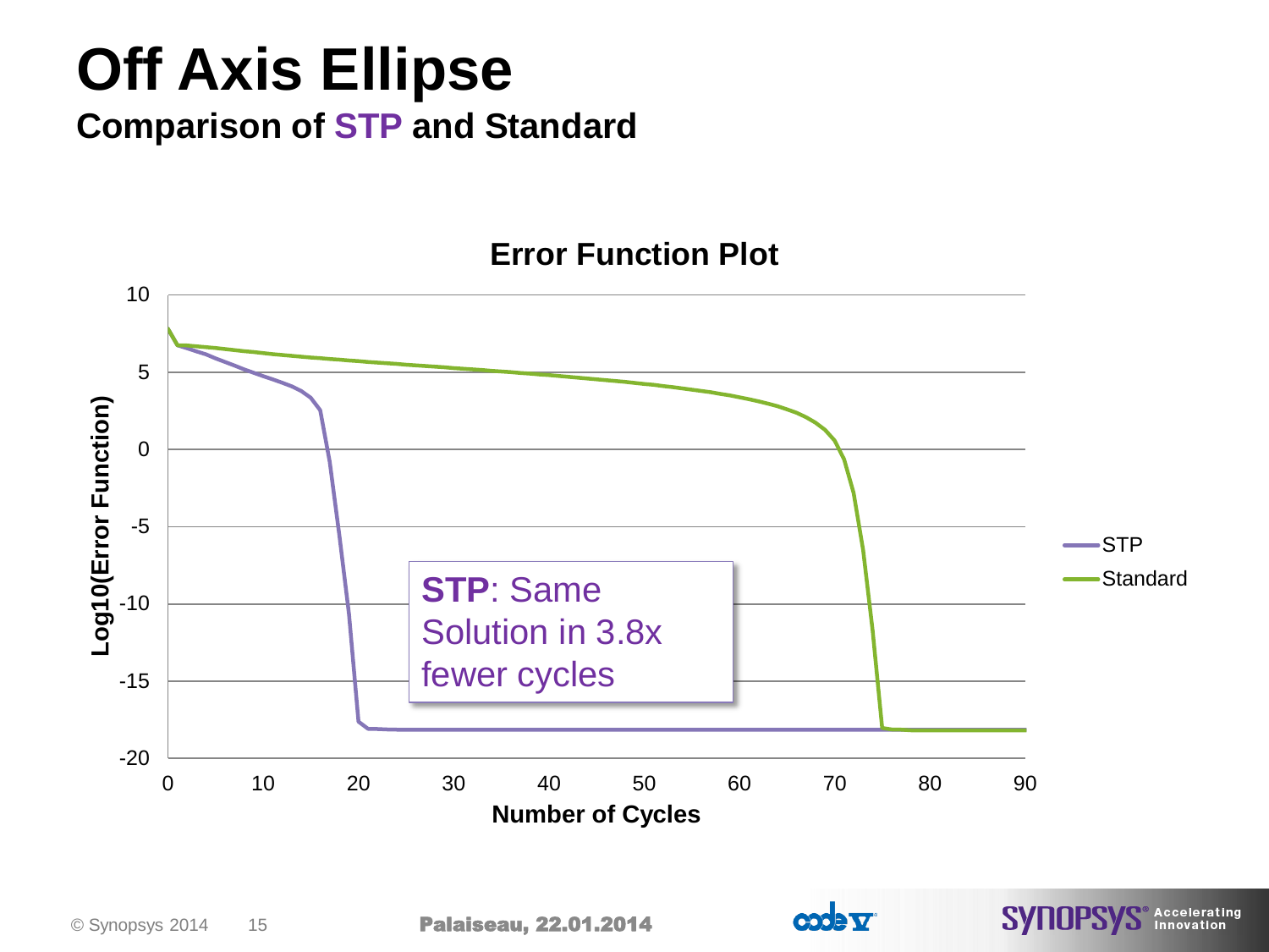# Off Axis Ellipse

## Comparison of STP and Standard

**Error Function Plot**

Log10(Error Function)

10
5
0
-5
-10
-15
-20

0 10 20 30 40 50 60 70 80 90

Number of Cycles

STP
Standard

**STP**: Same Solution in 3.8x fewer cycles

Palaiseau, 22.01.2014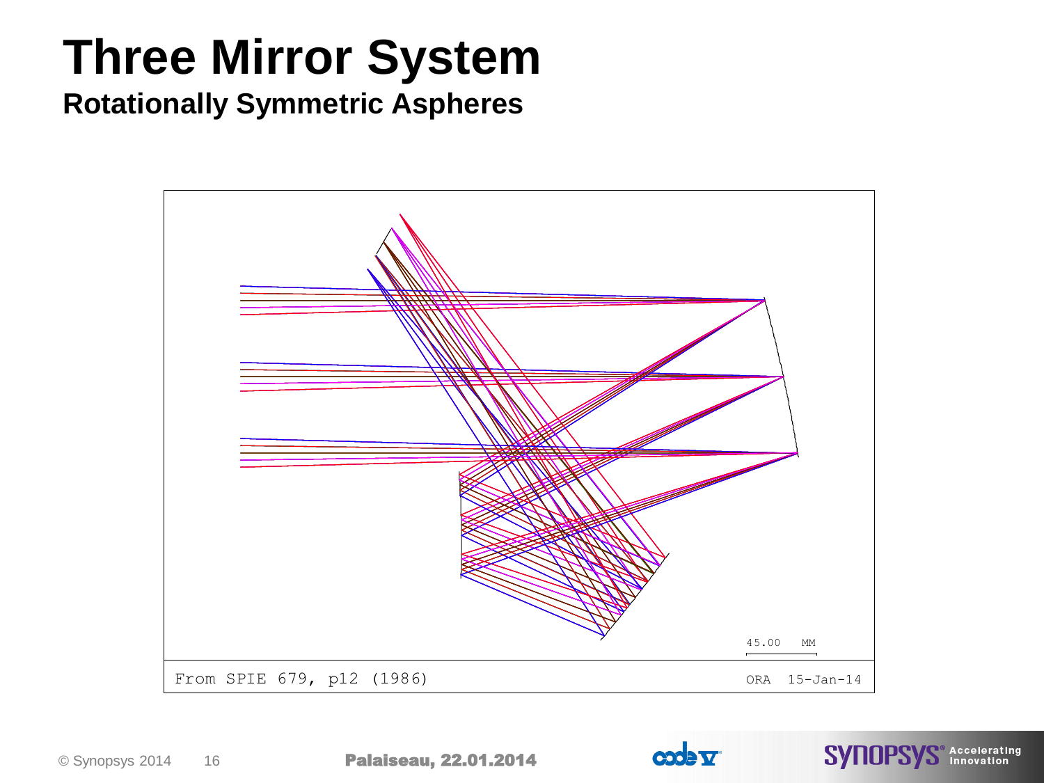# Three Mirror System

## Rotationally Symmetric Aspheres

45.00 MM

From SPIE 679, p12 (1986)

ORA 15-Jan-14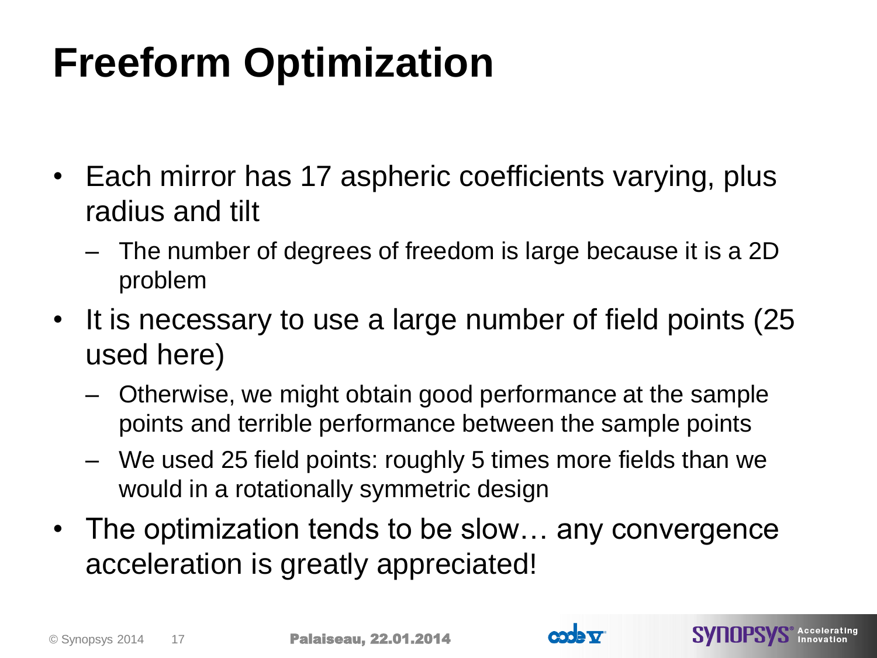# Freeform Optimization

- Each mirror has 17 aspheric coefficients varying, plus radius and tilt
  - The number of degrees of freedom is large because it is a 2D problem
- It is necessary to use a large number of field points (25 used here)
  - Otherwise, we might obtain good performance at the sample points and terrible performance between the sample points
  - We used 25 field points: roughly 5 times more fields than we would in a rotationally symmetric design
- The optimization tends to be slow… any convergence acceleration is greatly appreciated!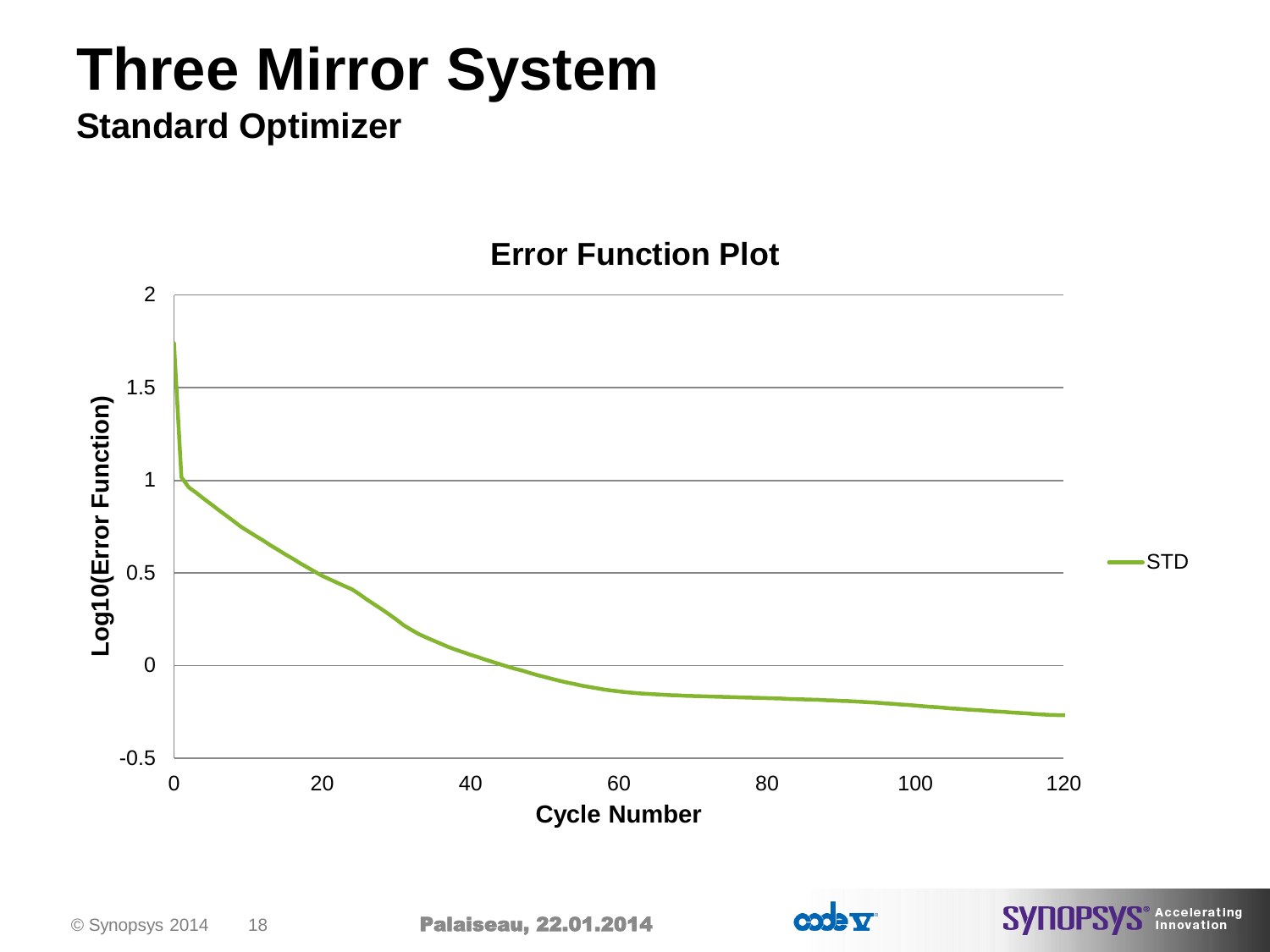# Three Mirror System

## Standard Optimizer

**Error Function Plot**

Log10(Error Function) vs. Cycle Number

Legend: STD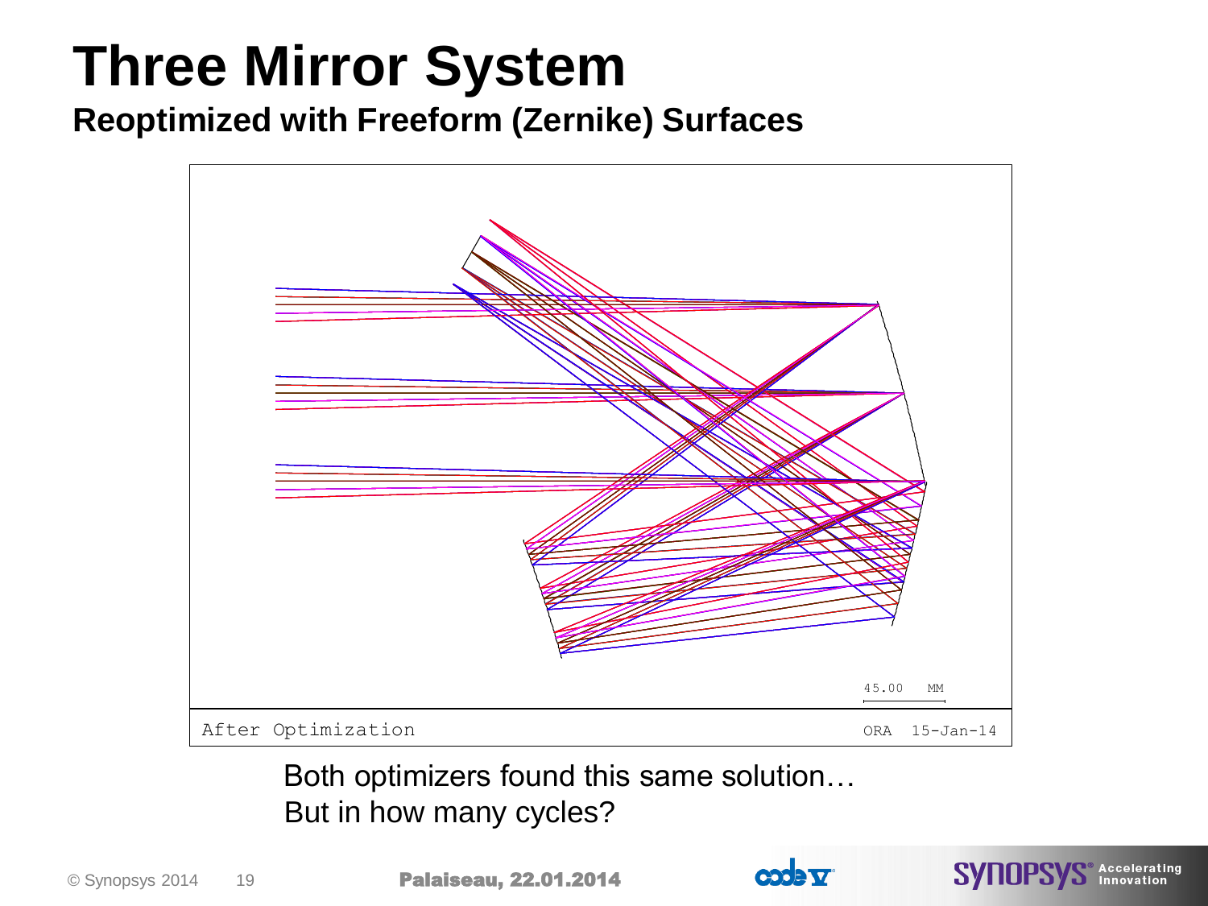# Three Mirror System

## Reoptimized with Freeform (Zernike) Surfaces

After Optimization

Both optimizers found this same solution…
But in how many cycles?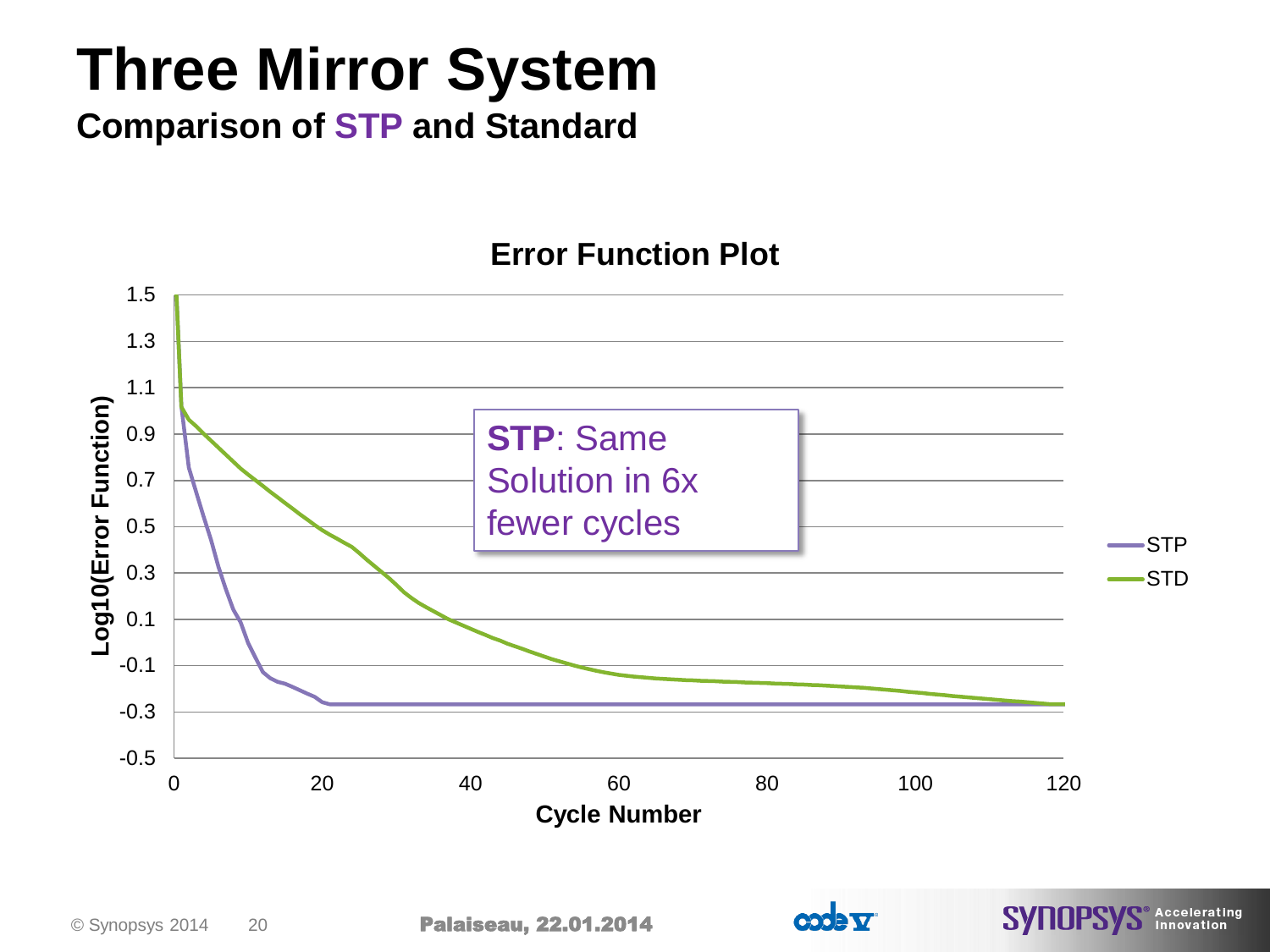# Three Mirror System

## Comparison of STP and Standard

**Error Function Plot**

**STP**: Same Solution in 6x fewer cycles

Log10(Error Function) vs. Cycle Number — STP, STD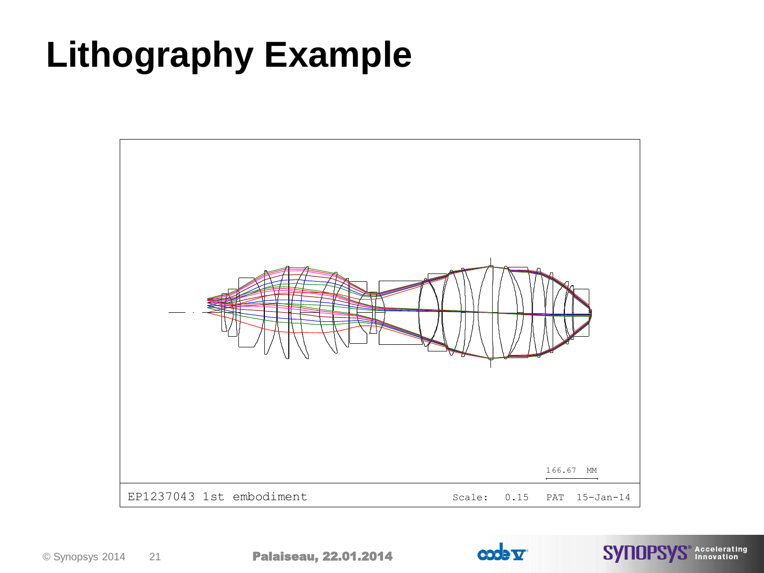# Lithography Example

166.67 MM

EP1237043 1st embodiment    Scale: 0.15    PAT 15-Jan-14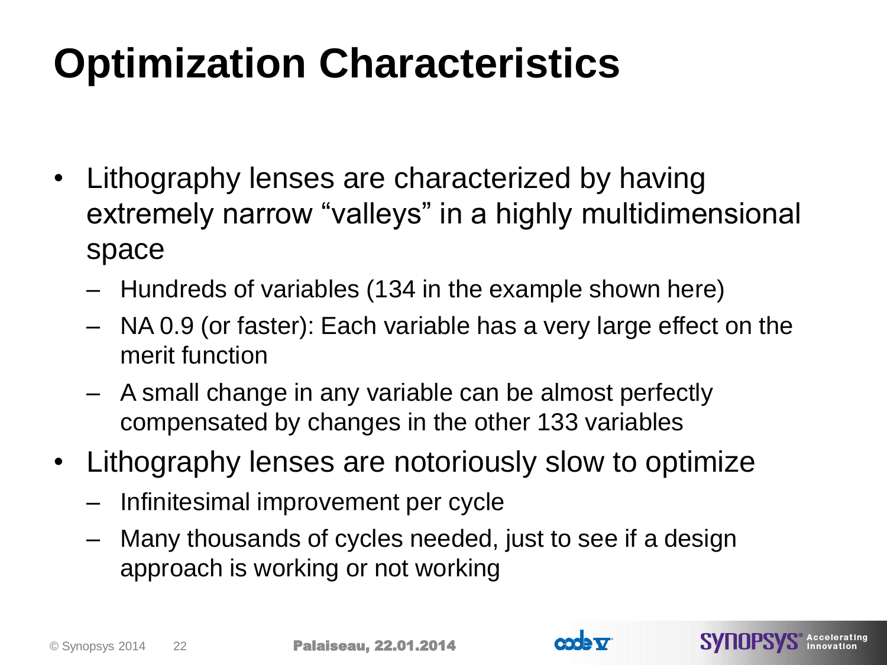# Optimization Characteristics

- Lithography lenses are characterized by having extremely narrow "valleys" in a highly multidimensional space
  - Hundreds of variables (134 in the example shown here)
  - NA 0.9 (or faster): Each variable has a very large effect on the merit function
  - A small change in any variable can be almost perfectly compensated by changes in the other 133 variables
- Lithography lenses are notoriously slow to optimize
  - Infinitesimal improvement per cycle
  - Many thousands of cycles needed, just to see if a design approach is working or not working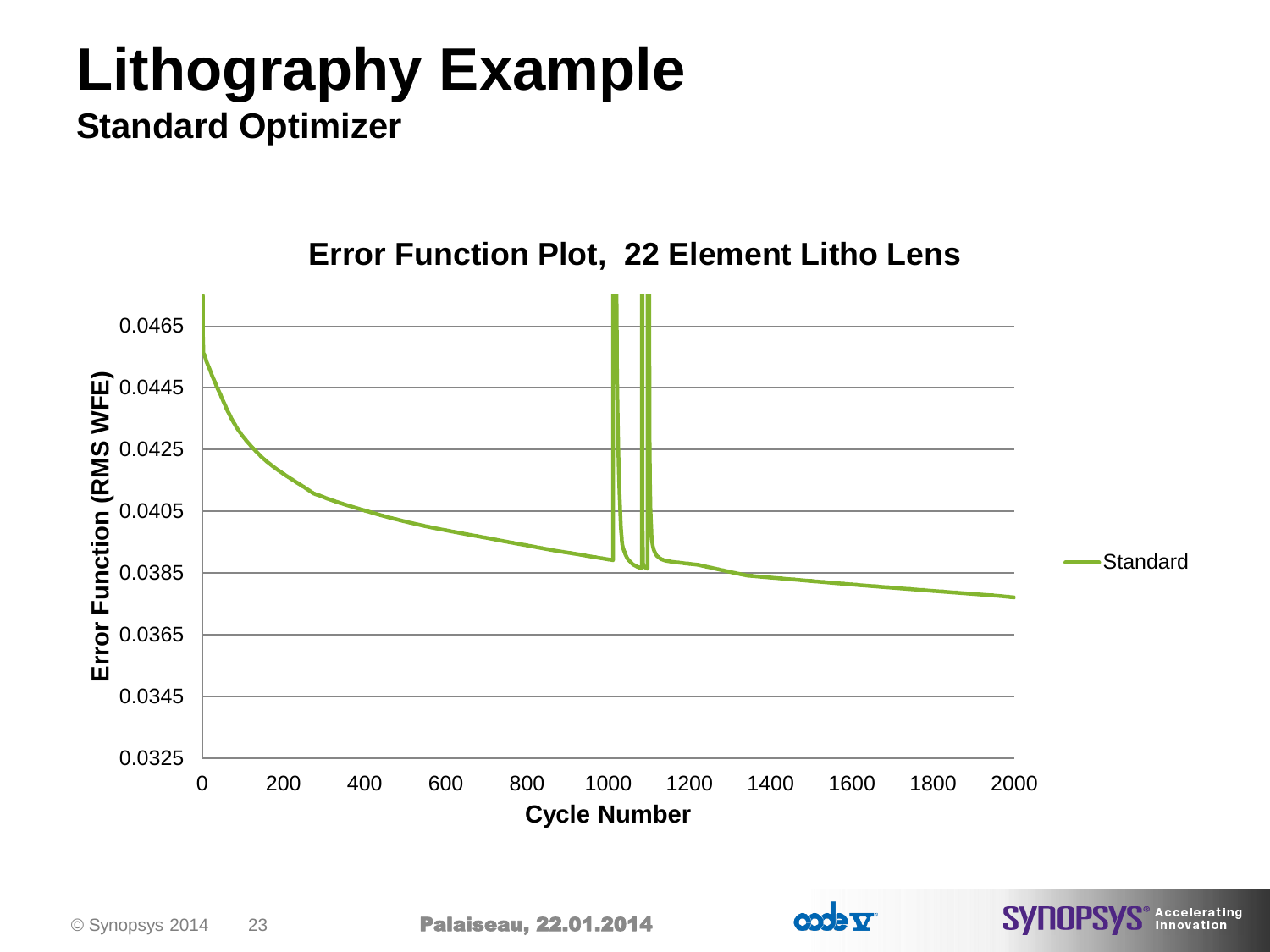# Lithography Example

## Standard Optimizer

Error Function Plot, 22 Element Litho Lens

Error Function (RMS WFE)

0.0465
0.0445
0.0425
0.0405
0.0385
0.0365
0.0345
0.0325

0 200 400 600 800 1000 1200 1400 1600 1800 2000

Cycle Number

Standard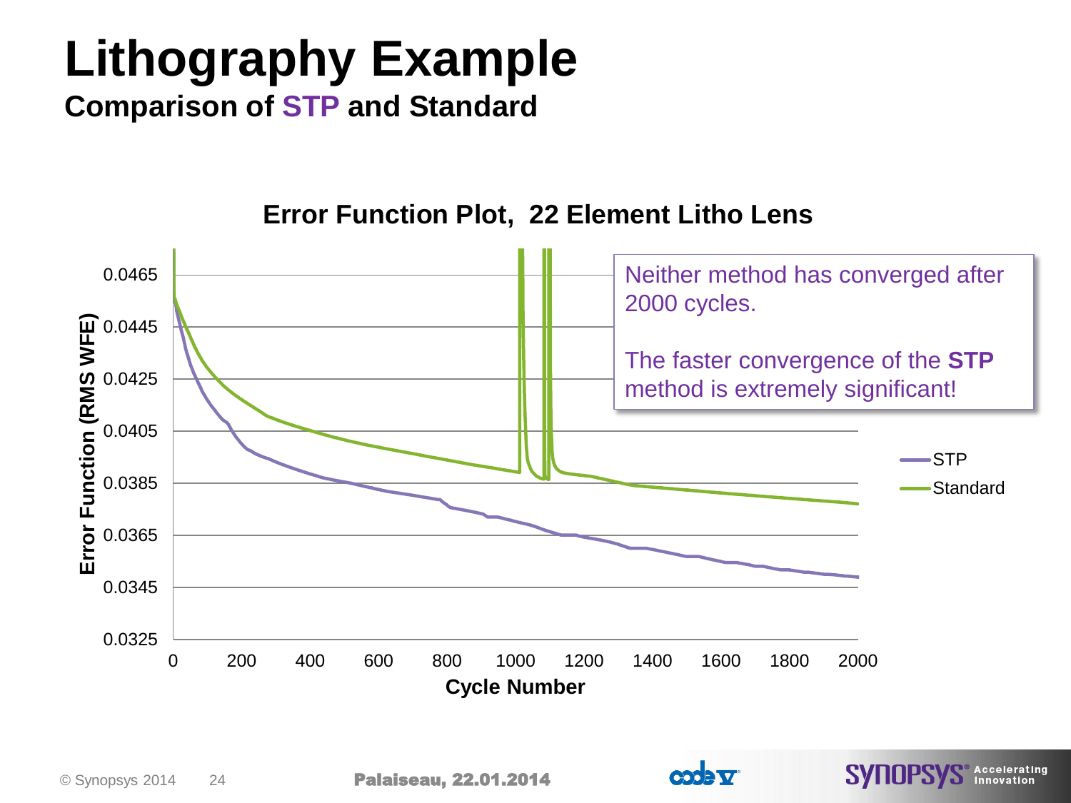# Lithography Example

### Comparison of STP and Standard

**Error Function Plot, 22 Element Litho Lens**

Y-axis: Error Function (RMS WFE) — 0.0325, 0.0345, 0.0365, 0.0385, 0.0405, 0.0425, 0.0445, 0.0465

X-axis: Cycle Number — 0, 200, 400, 600, 800, 1000, 1200, 1400, 1600, 1800, 2000

Legend: STP, Standard

Neither method has converged after 2000 cycles.

The faster convergence of the **STP** method is extremely significant!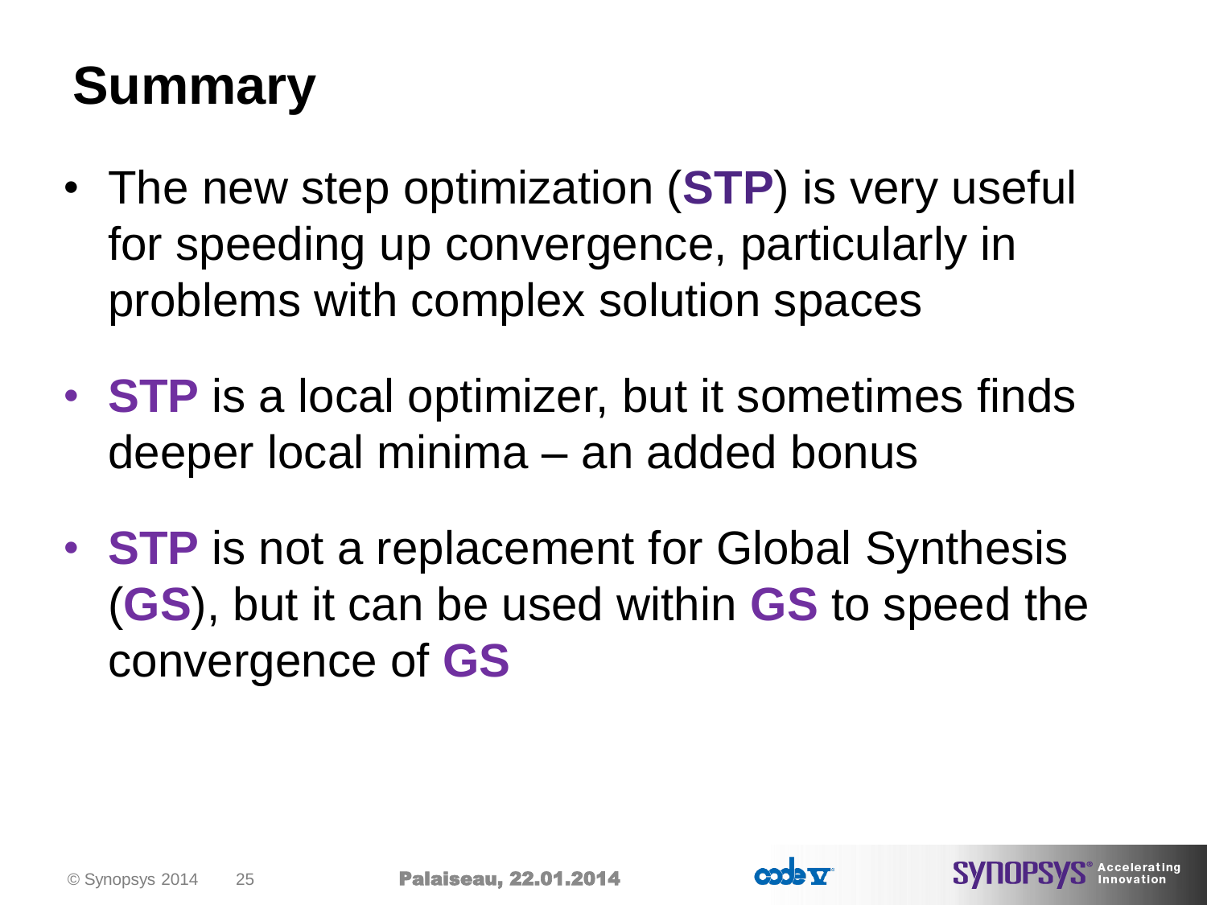# Summary

- The new step optimization (**STP**) is very useful for speeding up convergence, particularly in problems with complex solution spaces
- **STP** is a local optimizer, but it sometimes finds deeper local minima – an added bonus
- **STP** is not a replacement for Global Synthesis (**GS**), but it can be used within **GS** to speed the convergence of **GS**